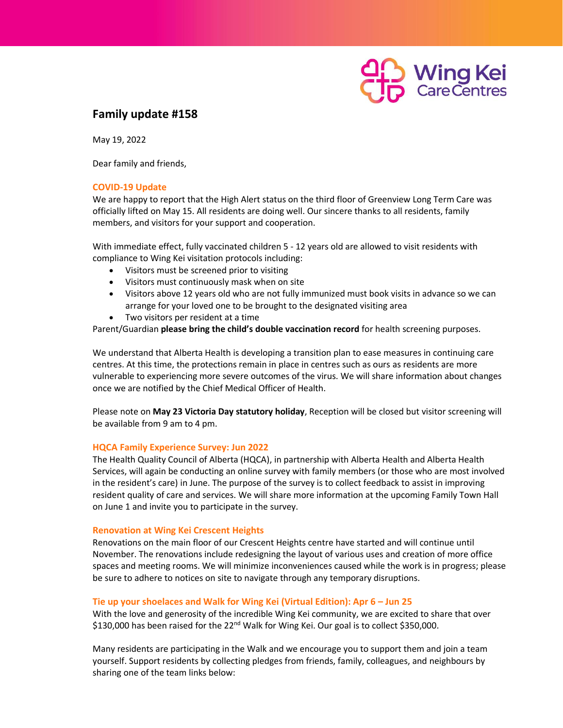# Family update #158

May 19, 2022

Dear family and friends,

## COVID-19 Update

We are happy to report that the High Alert status on the third floor of Greenview Long Term Care was officially lifted on May 15. All residents are doing well. Our sincere thanks to all residents, family members, and visitors for your support and cooperation.

With immediate effect, fully vaccinated children 5 - 12 years old are allowed to visit residents with compliance to Wing Kei visitation protocols including:

- Visitors must be screened prior to visiting
- Visitors must continuously mask when on site
- Visitors above 12 years old who are not fully immunized must book visits in advance so we can arrange for your loved one to be brought to the designated visiting area
- Two visitors per resident at a time

Parent/Guardian **please bring the child's double vaccination record** for health screening purposes.

We understand that Alberta Health is developing a transition plan to ease measures in continuing care centres. At this time, the protections remain in place in centres such as ours as residents are more vulnerable to experiencing more severe outcomes of the virus. We will share information about changes once we are notified by the Chief Medical Officer of Health.

Please note on **May 23 Victoria Day statutory holiday**, Reception will be closed but visitor screening will be available from 9 am to 4 pm.

## HQCA Family Experience Survey: Jun 2022

The Health Quality Council of Alberta (HQCA), in partnership with Alberta Health and Alberta Health Services, will again be conducting an online survey with family members (or those who are most involved in the resident's care) in June. The purpose of the survey is to collect feedback to assist in improving resident quality of care and services. We will share more information at the upcoming Family Town Hall on June 1 and invite you to participate in the survey.

## Renovation at Wing Kei Crescent Heights

Renovations on the main floor of our Crescent Heights centre have started and will continue until November. The renovations include redesigning the layout of various uses and creation of more office spaces and meeting rooms. We will minimize inconveniences caused while the work is in progress; please be sure to adhere to notices on site to navigate through any temporary disruptions.

## Tie up your shoelaces and Walk for Wing Kei (Virtual Edition): Apr 6 – Jun 25

With the love and generosity of the incredible Wing Kei community, we are excited to share that over $130,000 has been raised for the 22nd Walk for Wing Kei. Our goal is to collect $350,000.

Many residents are participating in the Walk and we encourage you to support them and join a team yourself. Support residents by collecting pledges from friends, family, colleagues, and neighbours by sharing one of the team links below: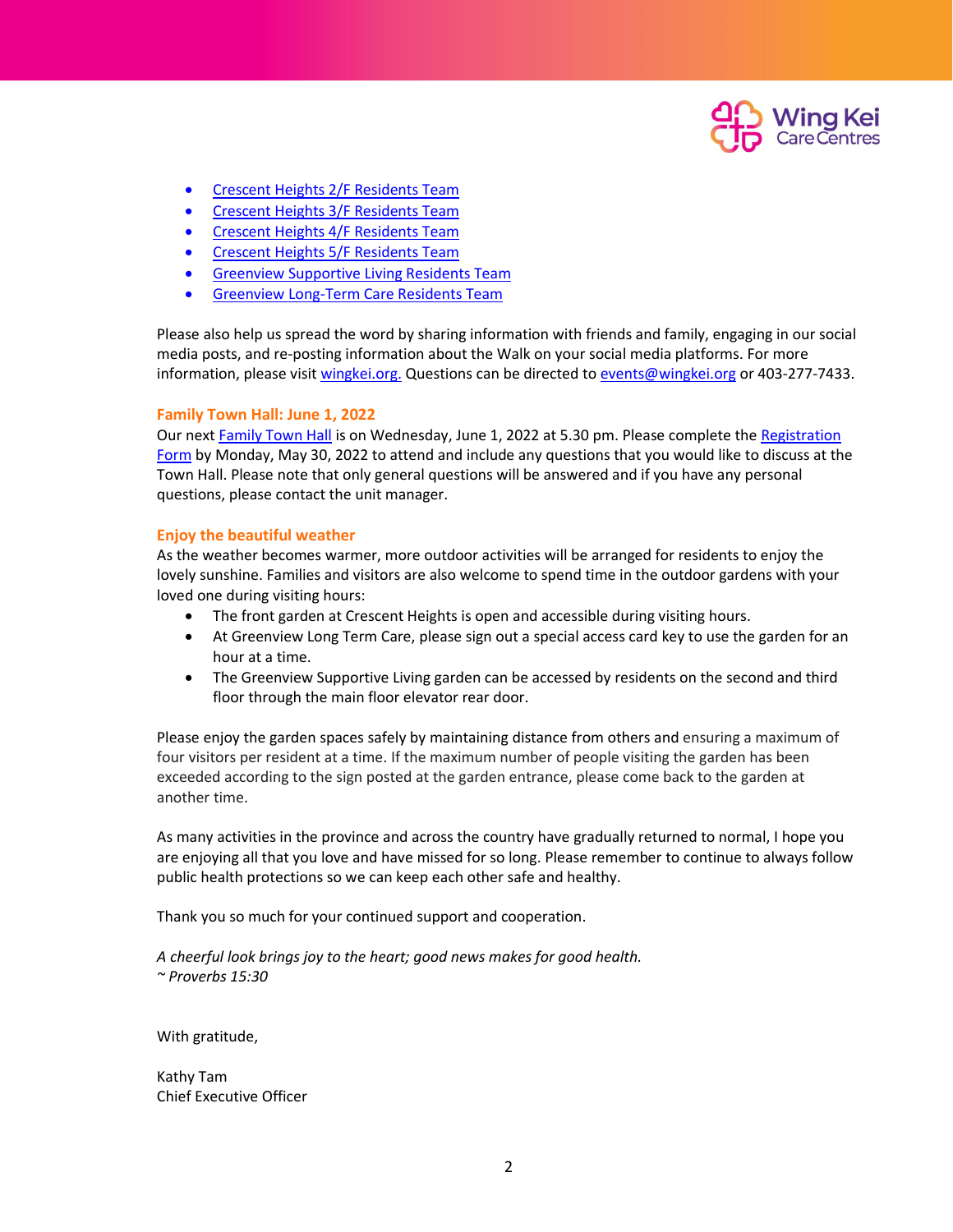- Crescent Heights 2/F Residents Team
- Crescent Heights 3/F Residents Team
- Crescent Heights 4/F Residents Team
- Crescent Heights 5/F Residents Team
- Greenview Supportive Living Residents Team
- Greenview Long-Term Care Residents Team

Please also help us spread the word by sharing information with friends and family, engaging in our social media posts, and re-posting information about the Walk on your social media platforms. For more information, please visit wingkei.org. Questions can be directed to events@wingkei.org or 403-277-7433.

### Family Town Hall: June 1, 2022

Our next Family Town Hall is on Wednesday, June 1, 2022 at 5.30 pm. Please complete the Registration Form by Monday, May 30, 2022 to attend and include any questions that you would like to discuss at the Town Hall. Please note that only general questions will be answered and if you have any personal questions, please contact the unit manager.

### Enjoy the beautiful weather

As the weather becomes warmer, more outdoor activities will be arranged for residents to enjoy the lovely sunshine. Families and visitors are also welcome to spend time in the outdoor gardens with your loved one during visiting hours:

- The front garden at Crescent Heights is open and accessible during visiting hours.
- At Greenview Long Term Care, please sign out a special access card key to use the garden for an hour at a time.
- The Greenview Supportive Living garden can be accessed by residents on the second and third floor through the main floor elevator rear door.

Please enjoy the garden spaces safely by maintaining distance from others and ensuring a maximum of four visitors per resident at a time. If the maximum number of people visiting the garden has been exceeded according to the sign posted at the garden entrance, please come back to the garden at another time.

As many activities in the province and across the country have gradually returned to normal, I hope you are enjoying all that you love and have missed for so long. Please remember to continue to always follow public health protections so we can keep each other safe and healthy.

Thank you so much for your continued support and cooperation.

*A cheerful look brings joy to the heart; good news makes for good health.*
*~ Proverbs 15:30*

With gratitude,

Kathy Tam
Chief Executive Officer